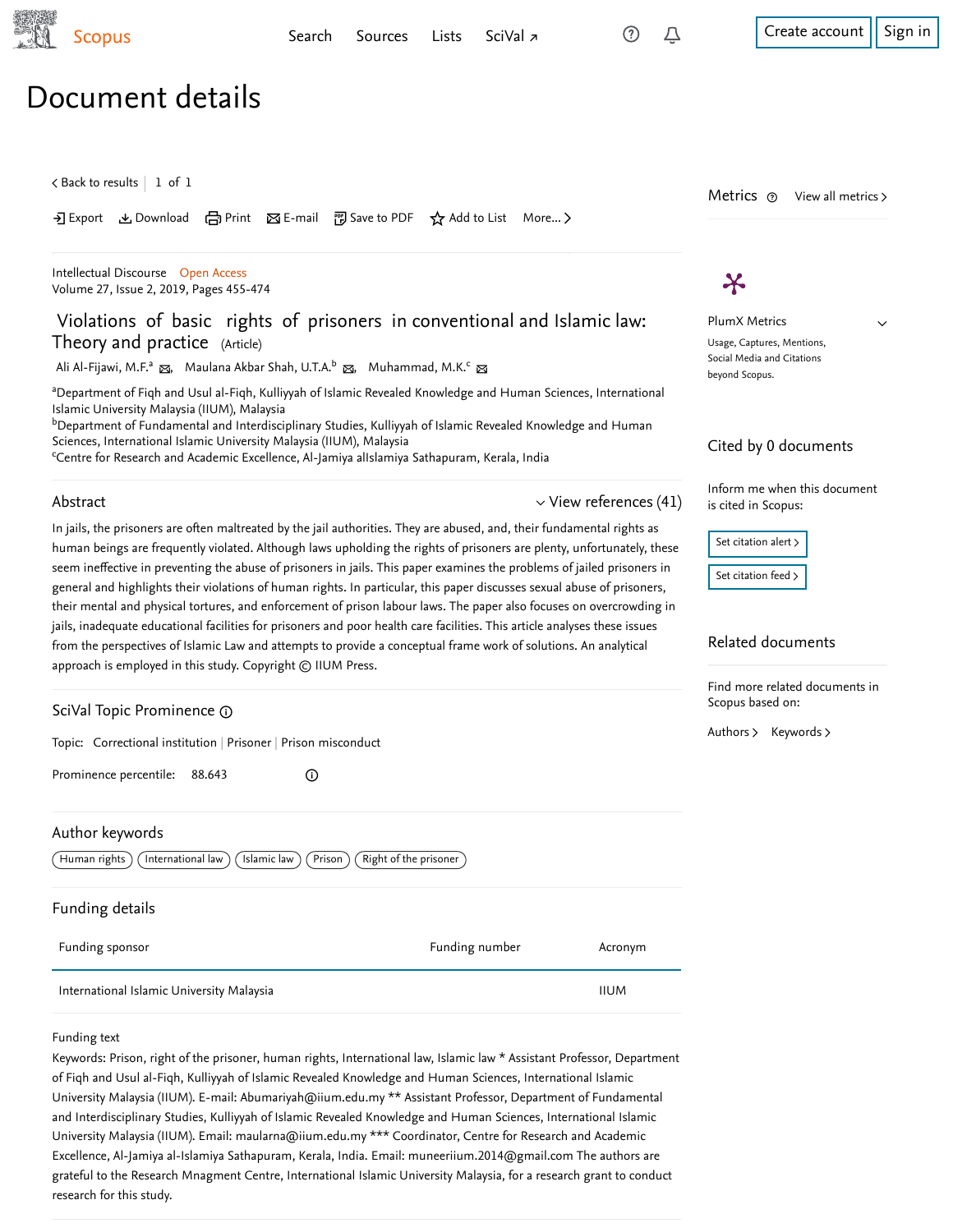# Document details

Intellectual Discourse Open Access
Volume 27, Issue 2, 2019, Pages 455-474

## Violations of basic rights of prisoners in conventional and Islamic law: Theory and practice (Article)

Ali Al-Fijawi, M.F.[a], Maulana Akbar Shah, U.T.A.[b], Muhammad, M.K.[c]

[a]Department of Fiqh and Usul al-Fiqh, Kulliyyah of Islamic Revealed Knowledge and Human Sciences, International Islamic University Malaysia (IIUM), Malaysia
[b]Department of Fundamental and Interdisciplinary Studies, Kulliyyah of Islamic Revealed Knowledge and Human Sciences, International Islamic University Malaysia (IIUM), Malaysia
[c]Centre for Research and Academic Excellence, Al-Jamiya alIslamiya Sathapuram, Kerala, India

### Abstract

View references (41)

In jails, the prisoners are often maltreated by the jail authorities. They are abused, and, their fundamental rights as human beings are frequently violated. Although laws upholding the rights of prisoners are plenty, unfortunately, these seem ineffective in preventing the abuse of prisoners in jails. This paper examines the problems of jailed prisoners in general and highlights their violations of human rights. In particular, this paper discusses sexual abuse of prisoners, their mental and physical tortures, and enforcement of prison labour laws. The paper also focuses on overcrowding in jails, inadequate educational facilities for prisoners and poor health care facilities. This article analyses these issues from the perspectives of Islamic Law and attempts to provide a conceptual frame work of solutions. An analytical approach is employed in this study. Copyright © IIUM Press.

### SciVal Topic Prominence

Topic: Correctional institution | Prisoner | Prison misconduct

Prominence percentile: 88.643

### Author keywords

Human rights | International law | Islamic law | Prison | Right of the prisoner

### Funding details

| Funding sponsor | Funding number | Acronym |
|---|---|---|
| International Islamic University Malaysia | | IIUM |

Funding text

Keywords: Prison, right of the prisoner, human rights, International law, Islamic law * Assistant Professor, Department of Fiqh and Usul al-Fiqh, Kulliyyah of Islamic Revealed Knowledge and Human Sciences, International Islamic University Malaysia (IIUM). E-mail: Abumariyah@iium.edu.my ** Assistant Professor, Department of Fundamental and Interdisciplinary Studies, Kulliyyah of Islamic Revealed Knowledge and Human Sciences, International Islamic University Malaysia (IIUM). Email: maularna@iium.edu.my *** Coordinator, Centre for Research and Academic Excellence, Al-Jamiya al-Islamiya Sathapuram, Kerala, India. Email: muneeriium.2014@gmail.com The authors are grateful to the Research Mnagment Centre, International Islamic University Malaysia, for a research grant to conduct research for this study.

Metrics

PlumX Metrics
Usage, Captures, Mentions, Social Media and Citations beyond Scopus.

Cited by 0 documents

Inform me when this document is cited in Scopus:

Related documents

Find more related documents in Scopus based on:

Authors | Keywords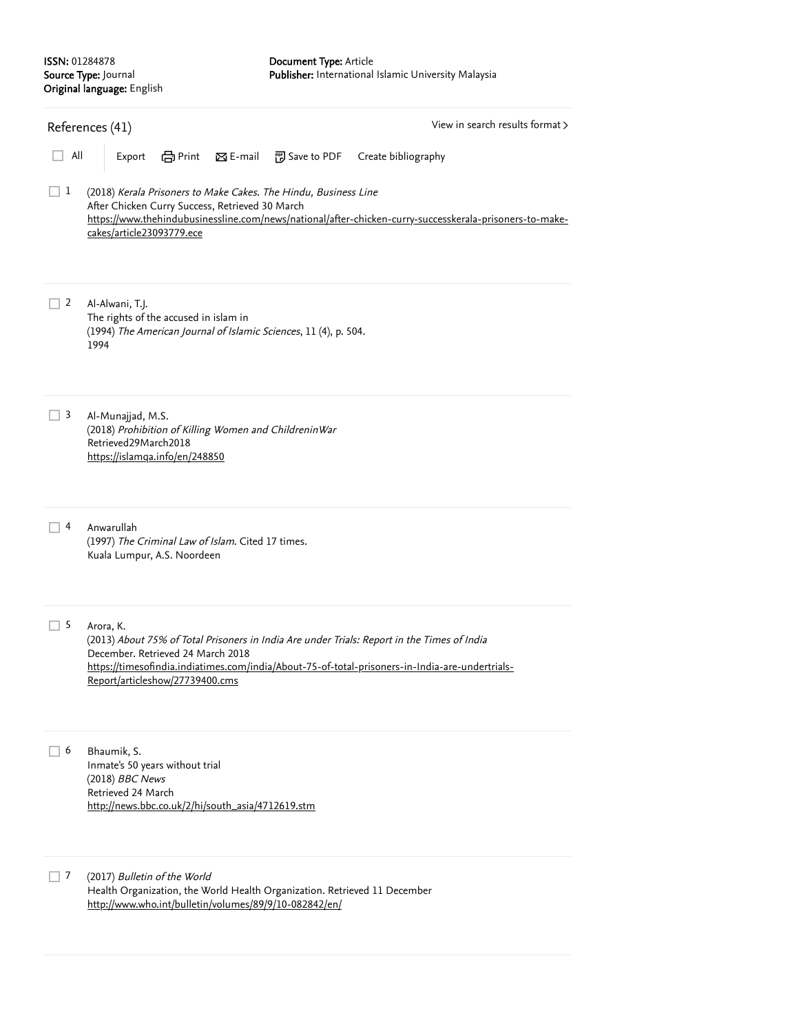**ISSN:** 01284878
**Source Type:** Journal
**Original language:** English

**Document Type:** Article
**Publisher:** International Islamic University Malaysia

References (41)

View in search results format >

All | Export | Print | E-mail | Save to PDF | Create bibliography

1. (2018) *Kerala Prisoners to Make Cakes. The Hindu, Business Line*
After Chicken Curry Success, Retrieved 30 March
https://www.thehindubusinessline.com/news/national/after-chicken-curry-successkerala-prisoners-to-make-cakes/article23093779.ece

2. Al-Alwani, T.J.
The rights of the accused in islam in
(1994) *The American Journal of Islamic Sciences*, 11 (4), p. 504.
1994

3. Al-Munajjad, M.S.
(2018) *Prohibition of Killing Women and ChildreninWar*
Retrieved29March2018
https://islamqa.info/en/248850

4. Anwarullah
(1997) *The Criminal Law of Islam*. Cited 17 times.
Kuala Lumpur, A.S. Noordeen

5. Arora, K.
(2013) *About 75% of Total Prisoners in India Are under Trials: Report in the Times of India*
December. Retrieved 24 March 2018
https://timesofindia.indiatimes.com/india/About-75-of-total-prisoners-in-India-are-undertrials-Report/articleshow/27739400.cms

6. Bhaumik, S.
Inmate's 50 years without trial
(2018) *BBC News*
Retrieved 24 March
http://news.bbc.co.uk/2/hi/south_asia/4712619.stm

7. (2017) *Bulletin of the World*
Health Organization, the World Health Organization. Retrieved 11 December
http://www.who.int/bulletin/volumes/89/9/10-082842/en/